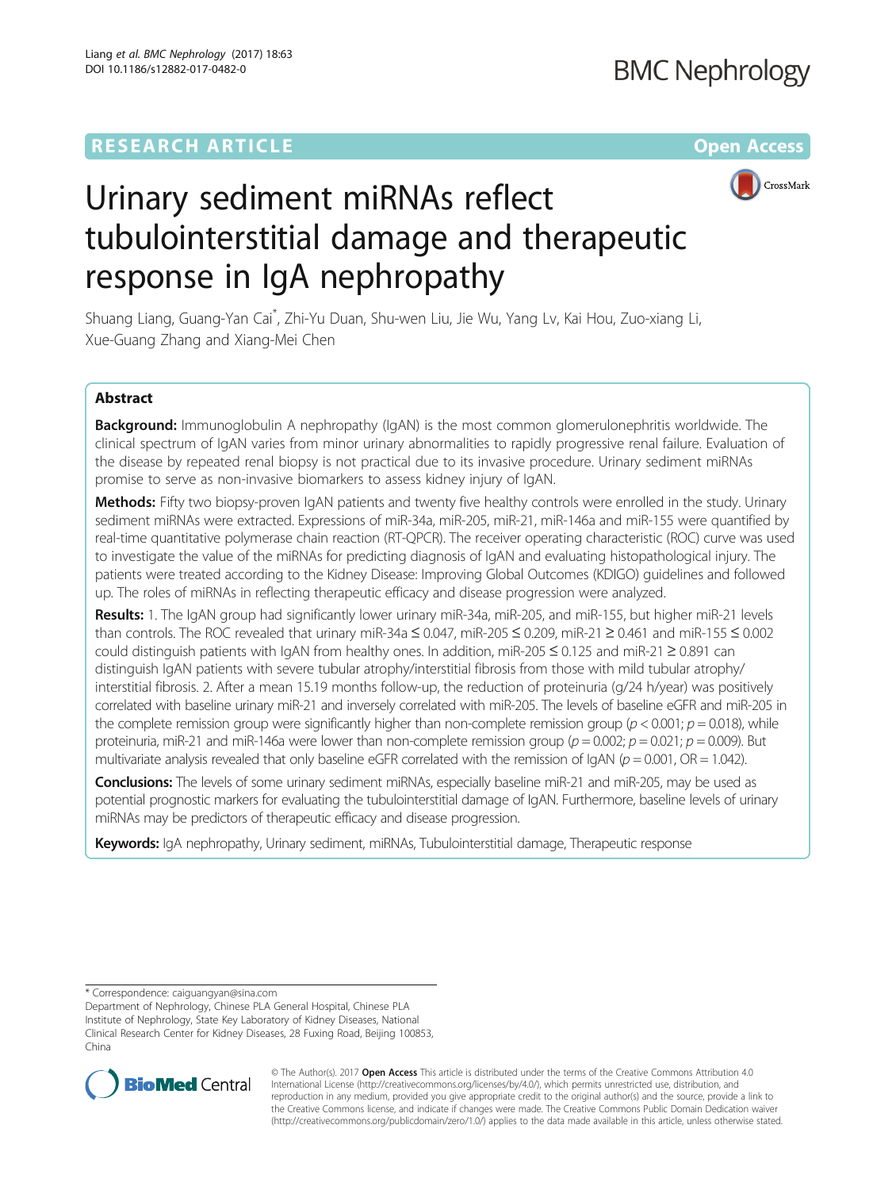RESEARCH ARTICLE Open Access

# Urinary sediment miRNAs reflect tubulointerstitial damage and therapeutic response in IgA nephropathy

Shuang Liang, Guang-Yan Cai*, Zhi-Yu Duan, Shu-wen Liu, Jie Wu, Yang Lv, Kai Hou, Zuo-xiang Li, Xue-Guang Zhang and Xiang-Mei Chen

## Abstract

**Background:** Immunoglobulin A nephropathy (IgAN) is the most common glomerulonephritis worldwide. The clinical spectrum of IgAN varies from minor urinary abnormalities to rapidly progressive renal failure. Evaluation of the disease by repeated renal biopsy is not practical due to its invasive procedure. Urinary sediment miRNAs promise to serve as non-invasive biomarkers to assess kidney injury of IgAN.

**Methods:** Fifty two biopsy-proven IgAN patients and twenty five healthy controls were enrolled in the study. Urinary sediment miRNAs were extracted. Expressions of miR-34a, miR-205, miR-21, miR-146a and miR-155 were quantified by real-time quantitative polymerase chain reaction (RT-QPCR). The receiver operating characteristic (ROC) curve was used to investigate the value of the miRNAs for predicting diagnosis of IgAN and evaluating histopathological injury. The patients were treated according to the Kidney Disease: Improving Global Outcomes (KDIGO) guidelines and followed up. The roles of miRNAs in reflecting therapeutic efficacy and disease progression were analyzed.

**Results:** 1. The IgAN group had significantly lower urinary miR-34a, miR-205, and miR-155, but higher miR-21 levels than controls. The ROC revealed that urinary miR-34a ≤ 0.047, miR-205 ≤ 0.209, miR-21 ≥ 0.461 and miR-155 ≤ 0.002 could distinguish patients with IgAN from healthy ones. In addition, miR-205 ≤ 0.125 and miR-21 ≥ 0.891 can distinguish IgAN patients with severe tubular atrophy/interstitial fibrosis from those with mild tubular atrophy/interstitial fibrosis. 2. After a mean 15.19 months follow-up, the reduction of proteinuria (g/24 h/year) was positively correlated with baseline urinary miR-21 and inversely correlated with miR-205. The levels of baseline eGFR and miR-205 in the complete remission group were significantly higher than non-complete remission group ($p < 0.001$; $p = 0.018$), while proteinuria, miR-21 and miR-146a were lower than non-complete remission group ($p = 0.002$; $p = 0.021$; $p = 0.009$). But multivariate analysis revealed that only baseline eGFR correlated with the remission of IgAN ($p = 0.001$, OR = 1.042).

**Conclusions:** The levels of some urinary sediment miRNAs, especially baseline miR-21 and miR-205, may be used as potential prognostic markers for evaluating the tubulointerstitial damage of IgAN. Furthermore, baseline levels of urinary miRNAs may be predictors of therapeutic efficacy and disease progression.

**Keywords:** IgA nephropathy, Urinary sediment, miRNAs, Tubulointerstitial damage, Therapeutic response

---

* Correspondence: caiguangyan@sina.com
Department of Nephrology, Chinese PLA General Hospital, Chinese PLA Institute of Nephrology, State Key Laboratory of Kidney Diseases, National Clinical Research Center for Kidney Diseases, 28 Fuxing Road, Beijing 100853, China

© The Author(s). 2017 **Open Access** This article is distributed under the terms of the Creative Commons Attribution 4.0 International License (http://creativecommons.org/licenses/by/4.0/), which permits unrestricted use, distribution, and reproduction in any medium, provided you give appropriate credit to the original author(s) and the source, provide a link to the Creative Commons license, and indicate if changes were made. The Creative Commons Public Domain Dedication waiver (http://creativecommons.org/publicdomain/zero/1.0/) applies to the data made available in this article, unless otherwise stated.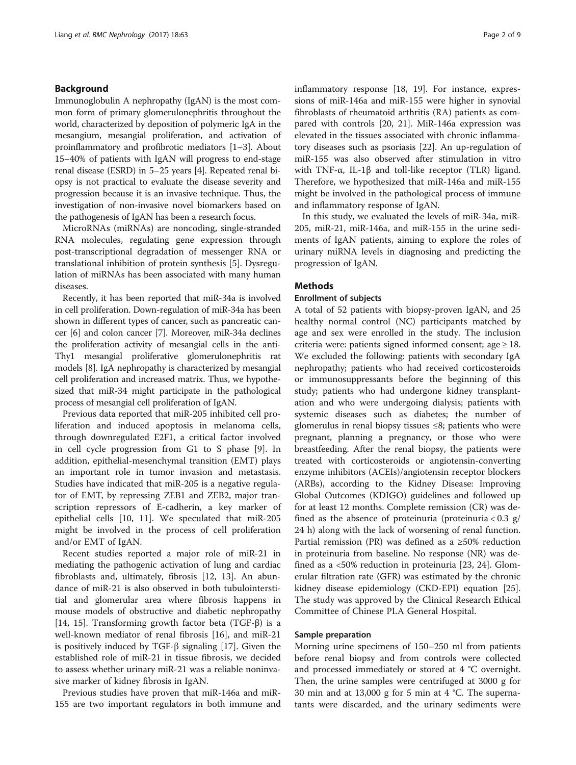## Background

Immunoglobulin A nephropathy (IgAN) is the most common form of primary glomerulonephritis throughout the world, characterized by deposition of polymeric IgA in the mesangium, mesangial proliferation, and activation of proinflammatory and profibrotic mediators [1–3]. About 15–40% of patients with IgAN will progress to end-stage renal disease (ESRD) in 5–25 years [4]. Repeated renal biopsy is not practical to evaluate the disease severity and progression because it is an invasive technique. Thus, the investigation of non-invasive novel biomarkers based on the pathogenesis of IgAN has been a research focus.

MicroRNAs (miRNAs) are noncoding, single-stranded RNA molecules, regulating gene expression through post-transcriptional degradation of messenger RNA or translational inhibition of protein synthesis [5]. Dysregulation of miRNAs has been associated with many human diseases.

Recently, it has been reported that miR-34a is involved in cell proliferation. Down-regulation of miR-34a has been shown in different types of cancer, such as pancreatic cancer [6] and colon cancer [7]. Moreover, miR-34a declines the proliferation activity of mesangial cells in the anti-Thy1 mesangial proliferative glomerulonephritis rat models [8]. IgA nephropathy is characterized by mesangial cell proliferation and increased matrix. Thus, we hypothesized that miR-34 might participate in the pathological process of mesangial cell proliferation of IgAN.

Previous data reported that miR-205 inhibited cell proliferation and induced apoptosis in melanoma cells, through downregulated E2F1, a critical factor involved in cell cycle progression from G1 to S phase [9]. In addition, epithelial-mesenchymal transition (EMT) plays an important role in tumor invasion and metastasis. Studies have indicated that miR-205 is a negative regulator of EMT, by repressing ZEB1 and ZEB2, major transcription repressors of E-cadherin, a key marker of epithelial cells [10, 11]. We speculated that miR-205 might be involved in the process of cell proliferation and/or EMT of IgAN.

Recent studies reported a major role of miR-21 in mediating the pathogenic activation of lung and cardiac fibroblasts and, ultimately, fibrosis [12, 13]. An abundance of miR-21 is also observed in both tubulointerstitial and glomerular area where fibrosis happens in mouse models of obstructive and diabetic nephropathy [14, 15]. Transforming growth factor beta (TGF-β) is a well-known mediator of renal fibrosis [16], and miR-21 is positively induced by TGF-β signaling [17]. Given the established role of miR-21 in tissue fibrosis, we decided to assess whether urinary miR-21 was a reliable noninvasive marker of kidney fibrosis in IgAN.

Previous studies have proven that miR-146a and miR-155 are two important regulators in both immune and inflammatory response [18, 19]. For instance, expressions of miR-146a and miR-155 were higher in synovial fibroblasts of rheumatoid arthritis (RA) patients as compared with controls [20, 21]. MiR-146a expression was elevated in the tissues associated with chronic inflammatory diseases such as psoriasis [22]. An up-regulation of miR-155 was also observed after stimulation in vitro with TNF-α, IL-1β and toll-like receptor (TLR) ligand. Therefore, we hypothesized that miR-146a and miR-155 might be involved in the pathological process of immune and inflammatory response of IgAN.

In this study, we evaluated the levels of miR-34a, miR-205, miR-21, miR-146a, and miR-155 in the urine sediments of IgAN patients, aiming to explore the roles of urinary miRNA levels in diagnosing and predicting the progression of IgAN.

## Methods

### Enrollment of subjects

A total of 52 patients with biopsy-proven IgAN, and 25 healthy normal control (NC) participants matched by age and sex were enrolled in the study. The inclusion criteria were: patients signed informed consent; age ≥ 18. We excluded the following: patients with secondary IgA nephropathy; patients who had received corticosteroids or immunosuppressants before the beginning of this study; patients who had undergone kidney transplantation and who were undergoing dialysis; patients with systemic diseases such as diabetes; the number of glomerulus in renal biopsy tissues ≤8; patients who were pregnant, planning a pregnancy, or those who were breastfeeding. After the renal biopsy, the patients were treated with corticosteroids or angiotensin-converting enzyme inhibitors (ACEIs)/angiotensin receptor blockers (ARBs), according to the Kidney Disease: Improving Global Outcomes (KDIGO) guidelines and followed up for at least 12 months. Complete remission (CR) was defined as the absence of proteinuria (proteinuria < 0.3 g/24 h) along with the lack of worsening of renal function. Partial remission (PR) was defined as a ≥50% reduction in proteinuria from baseline. No response (NR) was defined as a <50% reduction in proteinuria [23, 24]. Glomerular filtration rate (GFR) was estimated by the chronic kidney disease epidemiology (CKD-EPI) equation [25]. The study was approved by the Clinical Research Ethical Committee of Chinese PLA General Hospital.

### Sample preparation

Morning urine specimens of 150–250 ml from patients before renal biopsy and from controls were collected and processed immediately or stored at 4 °C overnight. Then, the urine samples were centrifuged at 3000 g for 30 min and at 13,000 g for 5 min at 4 °C. The supernatants were discarded, and the urinary sediments were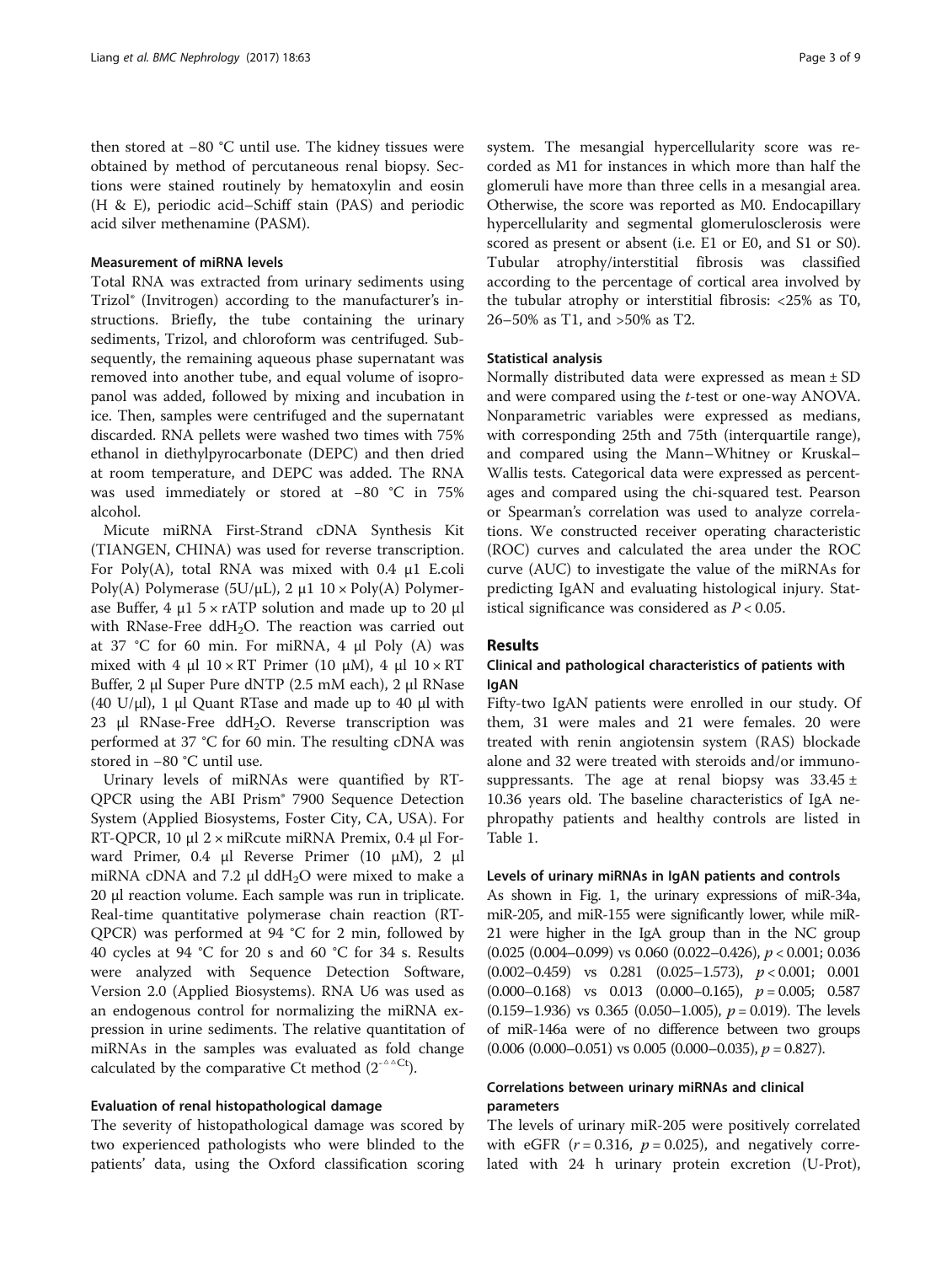then stored at −80 °C until use. The kidney tissues were obtained by method of percutaneous renal biopsy. Sections were stained routinely by hematoxylin and eosin (H & E), periodic acid–Schiff stain (PAS) and periodic acid silver methenamine (PASM).

### Measurement of miRNA levels

Total RNA was extracted from urinary sediments using Trizol® (Invitrogen) according to the manufacturer's instructions. Briefly, the tube containing the urinary sediments, Trizol, and chloroform was centrifuged. Subsequently, the remaining aqueous phase supernatant was removed into another tube, and equal volume of isopropanol was added, followed by mixing and incubation in ice. Then, samples were centrifuged and the supernatant discarded. RNA pellets were washed two times with 75% ethanol in diethylpyrocarbonate (DEPC) and then dried at room temperature, and DEPC was added. The RNA was used immediately or stored at −80 °C in 75% alcohol.

Micute miRNA First-Strand cDNA Synthesis Kit (TIANGEN, CHINA) was used for reverse transcription. For Poly(A), total RNA was mixed with 0.4 μ1 E.coli Poly(A) Polymerase (5U/μL), 2 μ1 10 × Poly(A) Polymerase Buffer, 4 μ1 5 × rATP solution and made up to 20 μl with RNase-Free $ddH_2O$. The reaction was carried out at 37 °C for 60 min. For miRNA, 4 μl Poly (A) was mixed with 4 μl 10 × RT Primer (10 μM), 4 μl 10 × RT Buffer, 2 μl Super Pure dNTP (2.5 mM each), 2 μl RNase (40 U/μl), 1 μl Quant RTase and made up to 40 μl with 23 μl RNase-Free $ddH_2O$. Reverse transcription was performed at 37 °C for 60 min. The resulting cDNA was stored in −80 °C until use.

Urinary levels of miRNAs were quantified by RT-QPCR using the ABI Prism® 7900 Sequence Detection System (Applied Biosystems, Foster City, CA, USA). For RT-QPCR, 10 μl 2 × miRcute miRNA Premix, 0.4 μl Forward Primer, 0.4 μl Reverse Primer (10 μM), 2 μl miRNA cDNA and 7.2 μl $ddH_2O$ were mixed to make a 20 μl reaction volume. Each sample was run in triplicate. Real-time quantitative polymerase chain reaction (RT-QPCR) was performed at 94 °C for 2 min, followed by 40 cycles at 94 °C for 20 s and 60 °C for 34 s. Results were analyzed with Sequence Detection Software, Version 2.0 (Applied Biosystems). RNA U6 was used as an endogenous control for normalizing the miRNA expression in urine sediments. The relative quantitation of miRNAs in the samples was evaluated as fold change calculated by the comparative Ct method ($2^{-\Delta\Delta Ct}$).

### Evaluation of renal histopathological damage

The severity of histopathological damage was scored by two experienced pathologists who were blinded to the patients' data, using the Oxford classification scoring system. The mesangial hypercellularity score was recorded as M1 for instances in which more than half the glomeruli have more than three cells in a mesangial area. Otherwise, the score was reported as M0. Endocapillary hypercellularity and segmental glomerulosclerosis were scored as present or absent (i.e. E1 or E0, and S1 or S0). Tubular atrophy/interstitial fibrosis was classified according to the percentage of cortical area involved by the tubular atrophy or interstitial fibrosis: <25% as T0, 26–50% as T1, and >50% as T2.

### Statistical analysis

Normally distributed data were expressed as mean ± SD and were compared using the *t*-test or one-way ANOVA. Nonparametric variables were expressed as medians, with corresponding 25th and 75th (interquartile range), and compared using the Mann–Whitney or Kruskal–Wallis tests. Categorical data were expressed as percentages and compared using the chi-squared test. Pearson or Spearman's correlation was used to analyze correlations. We constructed receiver operating characteristic (ROC) curves and calculated the area under the ROC curve (AUC) to investigate the value of the miRNAs for predicting IgAN and evaluating histological injury. Statistical significance was considered as $P < 0.05$.

## Results

### Clinical and pathological characteristics of patients with IgAN

Fifty-two IgAN patients were enrolled in our study. Of them, 31 were males and 21 were females. 20 were treated with renin angiotensin system (RAS) blockade alone and 32 were treated with steroids and/or immunosuppressants. The age at renal biopsy was 33.45 ± 10.36 years old. The baseline characteristics of IgA nephropathy patients and healthy controls are listed in Table 1.

### Levels of urinary miRNAs in IgAN patients and controls

As shown in Fig. 1, the urinary expressions of miR-34a, miR-205, and miR-155 were significantly lower, while miR-21 were higher in the IgA group than in the NC group (0.025 (0.004–0.099) vs 0.060 (0.022–0.426), $p < 0.001$; 0.036 (0.002–0.459) vs 0.281 (0.025–1.573), $p < 0.001$; 0.001 (0.000–0.168) vs 0.013 (0.000–0.165), $p = 0.005$; 0.587 (0.159–1.936) vs 0.365 (0.050–1.005), $p = 0.019$). The levels of miR-146a were of no difference between two groups (0.006 (0.000–0.051) vs 0.005 (0.000–0.035), $p = 0.827$).

### Correlations between urinary miRNAs and clinical parameters

The levels of urinary miR-205 were positively correlated with eGFR ($r = 0.316$, $p = 0.025$), and negatively correlated with 24 h urinary protein excretion (U-Prot),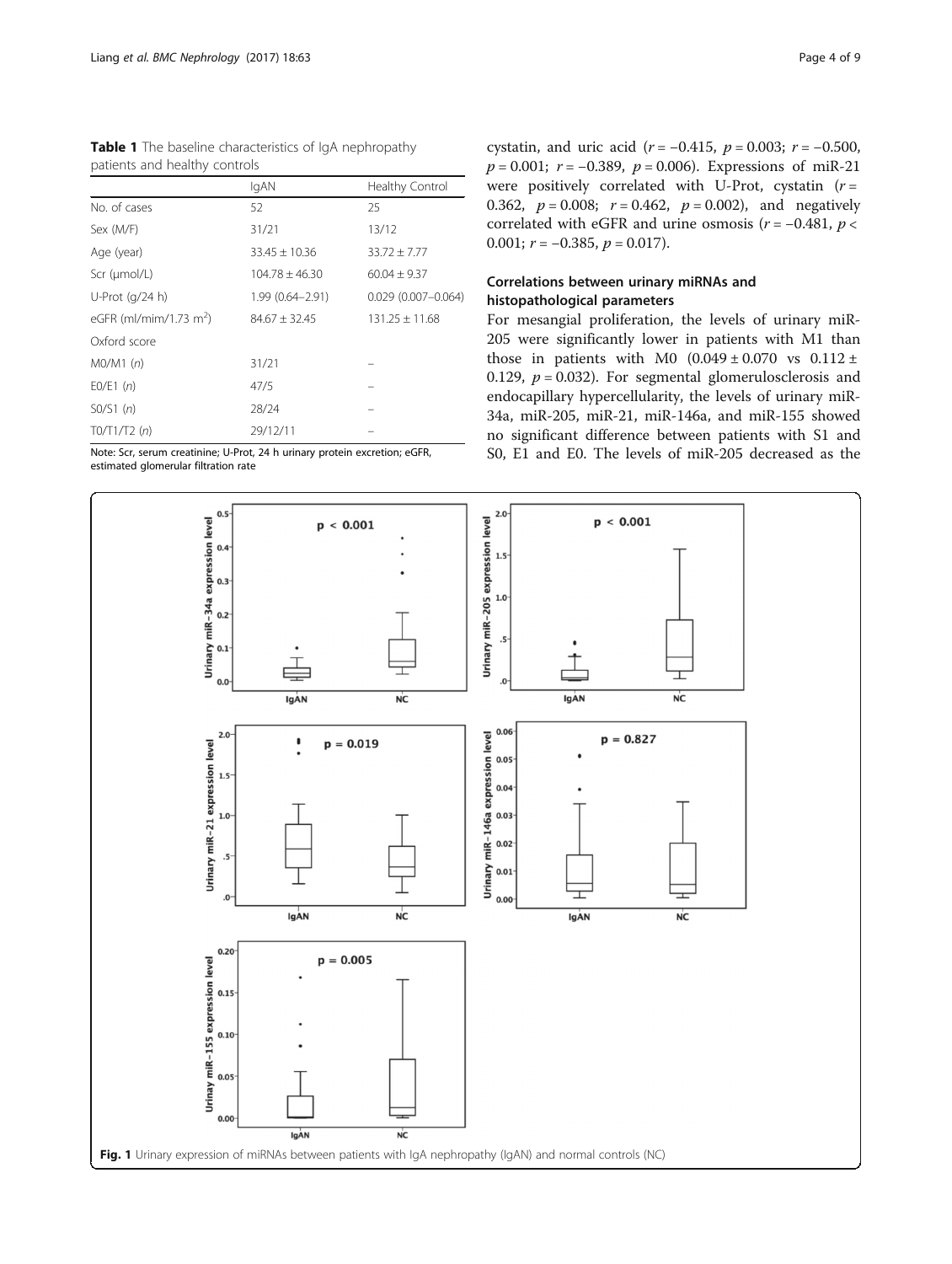**Table 1** The baseline characteristics of IgA nephropathy patients and healthy controls

| | IgAN | Healthy Control |
|---|---|---|
| No. of cases | 52 | 25 |
| Sex (M/F) | 31/21 | 13/12 |
| Age (year) | 33.45 ± 10.36 | 33.72 ± 7.77 |
| Scr (μmol/L) | 104.78 ± 46.30 | 60.04 ± 9.37 |
| U-Prot (g/24 h) | 1.99 (0.64–2.91) | 0.029 (0.007–0.064) |
| eGFR (ml/mim/1.73 m$^2$) | 84.67 ± 32.45 | 131.25 ± 11.68 |
| Oxford score | | |
| M0/M1 (*n*) | 31/21 | – |
| E0/E1 (*n*) | 47/5 | – |
| S0/S1 (*n*) | 28/24 | – |
| T0/T1/T2 (*n*) | 29/12/11 | – |

Note: Scr, serum creatinine; U-Prot, 24 h urinary protein excretion; eGFR, estimated glomerular filtration rate

cystatin, and uric acid ($r = -0.415$, $p = 0.003$; $r = -0.500$, $p = 0.001$; $r = -0.389$, $p = 0.006$). Expressions of miR-21 were positively correlated with U-Prot, cystatin ($r = 0.362$, $p = 0.008$; $r = 0.462$, $p = 0.002$), and negatively correlated with eGFR and urine osmosis ($r = -0.481$, $p < 0.001$; $r = -0.385$, $p = 0.017$).

## Correlations between urinary miRNAs and histopathological parameters

For mesangial proliferation, the levels of urinary miR-205 were significantly lower in patients with M1 than those in patients with M0 (0.049 ± 0.070 vs 0.112 ± 0.129, $p = 0.032$). For segmental glomerulosclerosis and endocapillary hypercellularity, the levels of urinary miR-34a, miR-205, miR-21, miR-146a, and miR-155 showed no significant difference between patients with S1 and S0, E1 and E0. The levels of miR-205 decreased as the

**Fig. 1** Urinary expression of miRNAs between patients with IgA nephropathy (IgAN) and normal controls (NC)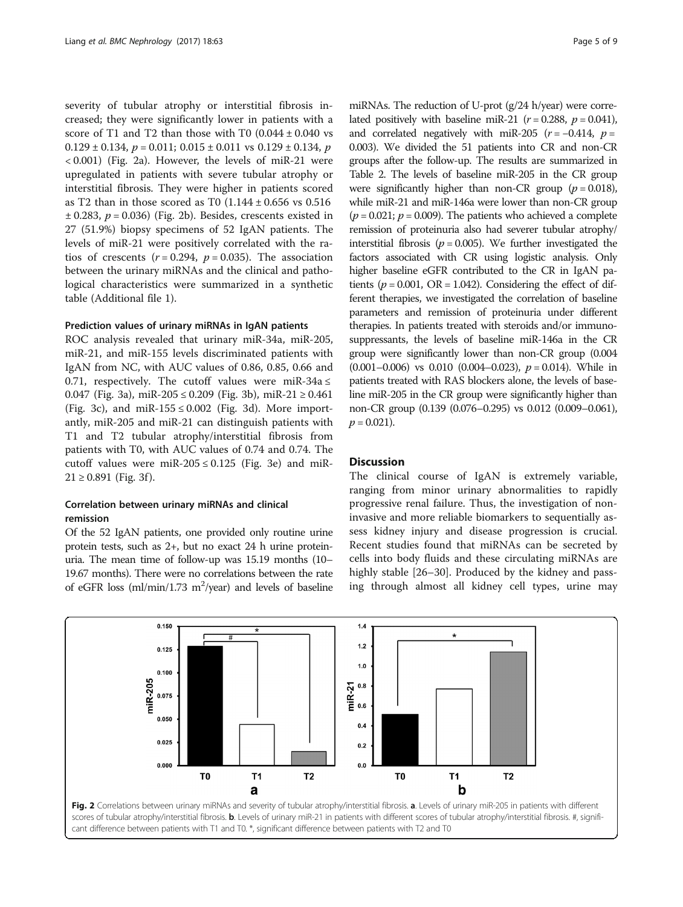severity of tubular atrophy or interstitial fibrosis increased; they were significantly lower in patients with a score of T1 and T2 than those with T0 ($0.044 \pm 0.040$ vs $0.129 \pm 0.134$, $p = 0.011$; $0.015 \pm 0.011$ vs $0.129 \pm 0.134$, $p < 0.001$) (Fig. 2a). However, the levels of miR-21 were upregulated in patients with severe tubular atrophy or interstitial fibrosis. They were higher in patients scored as T2 than in those scored as T0 ($1.144 \pm 0.656$ vs $0.516 \pm 0.283$, $p = 0.036$) (Fig. 2b). Besides, crescents existed in 27 (51.9%) biopsy specimens of 52 IgAN patients. The levels of miR-21 were positively correlated with the ratios of crescents ($r = 0.294$, $p = 0.035$). The association between the urinary miRNAs and the clinical and pathological characteristics were summarized in a synthetic table (Additional file 1).

### Prediction values of urinary miRNAs in IgAN patients

ROC analysis revealed that urinary miR-34a, miR-205, miR-21, and miR-155 levels discriminated patients with IgAN from NC, with AUC values of 0.86, 0.85, 0.66 and 0.71, respectively. The cutoff values were miR-34a ≤ 0.047 (Fig. 3a), miR-205 ≤ 0.209 (Fig. 3b), miR-21 ≥ 0.461 (Fig. 3c), and miR-155 ≤ 0.002 (Fig. 3d). More importantly, miR-205 and miR-21 can distinguish patients with T1 and T2 tubular atrophy/interstitial fibrosis from patients with T0, with AUC values of 0.74 and 0.74. The cutoff values were miR-205 ≤ 0.125 (Fig. 3e) and miR-21 ≥ 0.891 (Fig. 3f).

### Correlation between urinary miRNAs and clinical remission

Of the 52 IgAN patients, one provided only routine urine protein tests, such as 2+, but no exact 24 h urine proteinuria. The mean time of follow-up was 15.19 months (10–19.67 months). There were no correlations between the rate of eGFR loss (ml/min/1.73 $m^2$/year) and levels of baseline miRNAs. The reduction of U-prot (g/24 h/year) were correlated positively with baseline miR-21 ($r = 0.288$, $p = 0.041$), and correlated negatively with miR-205 ($r = -0.414$, $p = 0.003$). We divided the 51 patients into CR and non-CR groups after the follow-up. The results are summarized in Table 2. The levels of baseline miR-205 in the CR group were significantly higher than non-CR group ($p = 0.018$), while miR-21 and miR-146a were lower than non-CR group ($p = 0.021$; $p = 0.009$). The patients who achieved a complete remission of proteinuria also had severer tubular atrophy/interstitial fibrosis ($p = 0.005$). We further investigated the factors associated with CR using logistic analysis. Only higher baseline eGFR contributed to the CR in IgAN patients ($p = 0.001$, OR = 1.042). Considering the effect of different therapies, we investigated the correlation of baseline parameters and remission of proteinuria under different therapies. In patients treated with steroids and/or immunosuppressants, the levels of baseline miR-146a in the CR group were significantly lower than non-CR group (0.004 (0.001–0.006) vs 0.010 (0.004–0.023), $p = 0.014$). While in patients treated with RAS blockers alone, the levels of baseline miR-205 in the CR group were significantly higher than non-CR group (0.139 (0.076–0.295) vs 0.012 (0.009–0.061), $p = 0.021$).

## Discussion

The clinical course of IgAN is extremely variable, ranging from minor urinary abnormalities to rapidly progressive renal failure. Thus, the investigation of non-invasive and more reliable biomarkers to sequentially assess kidney injury and disease progression is crucial. Recent studies found that miRNAs can be secreted by cells into body fluids and these circulating miRNAs are highly stable [26–30]. Produced by the kidney and passing through almost all kidney cell types, urine may

**Fig. 2** Correlations between urinary miRNAs and severity of tubular atrophy/interstitial fibrosis. **a**. Levels of urinary miR-205 in patients with different scores of tubular atrophy/interstitial fibrosis. **b**. Levels of urinary miR-21 in patients with different scores of tubular atrophy/interstitial fibrosis. #, significant difference between patients with T1 and T0. *, significant difference between patients with T2 and T0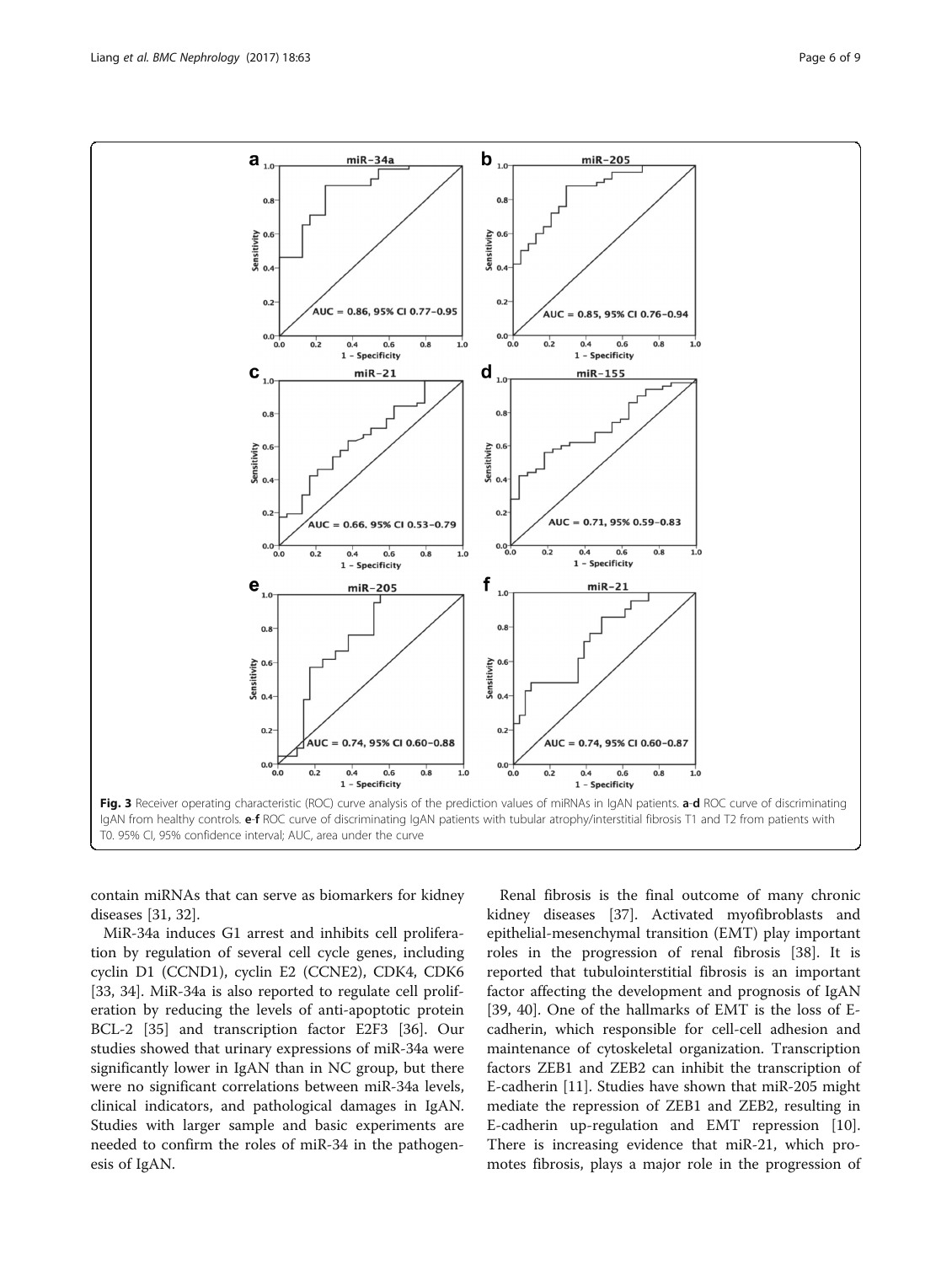**Fig. 3** Receiver operating characteristic (ROC) curve analysis of the prediction values of miRNAs in IgAN patients. **a**-**d** ROC curve of discriminating IgAN from healthy controls. **e**-**f** ROC curve of discriminating IgAN patients with tubular atrophy/interstitial fibrosis T1 and T2 from patients with T0. 95% CI, 95% confidence interval; AUC, area under the curve

contain miRNAs that can serve as biomarkers for kidney diseases [31, 32].

MiR-34a induces G1 arrest and inhibits cell proliferation by regulation of several cell cycle genes, including cyclin D1 (CCND1), cyclin E2 (CCNE2), CDK4, CDK6 [33, 34]. MiR-34a is also reported to regulate cell proliferation by reducing the levels of anti-apoptotic protein BCL-2 [35] and transcription factor E2F3 [36]. Our studies showed that urinary expressions of miR-34a were significantly lower in IgAN than in NC group, but there were no significant correlations between miR-34a levels, clinical indicators, and pathological damages in IgAN. Studies with larger sample and basic experiments are needed to confirm the roles of miR-34 in the pathogenesis of IgAN.

Renal fibrosis is the final outcome of many chronic kidney diseases [37]. Activated myofibroblasts and epithelial-mesenchymal transition (EMT) play important roles in the progression of renal fibrosis [38]. It is reported that tubulointerstitial fibrosis is an important factor affecting the development and prognosis of IgAN [39, 40]. One of the hallmarks of EMT is the loss of E-cadherin, which responsible for cell-cell adhesion and maintenance of cytoskeletal organization. Transcription factors ZEB1 and ZEB2 can inhibit the transcription of E-cadherin [11]. Studies have shown that miR-205 might mediate the repression of ZEB1 and ZEB2, resulting in E-cadherin up-regulation and EMT repression [10]. There is increasing evidence that miR-21, which promotes fibrosis, plays a major role in the progression of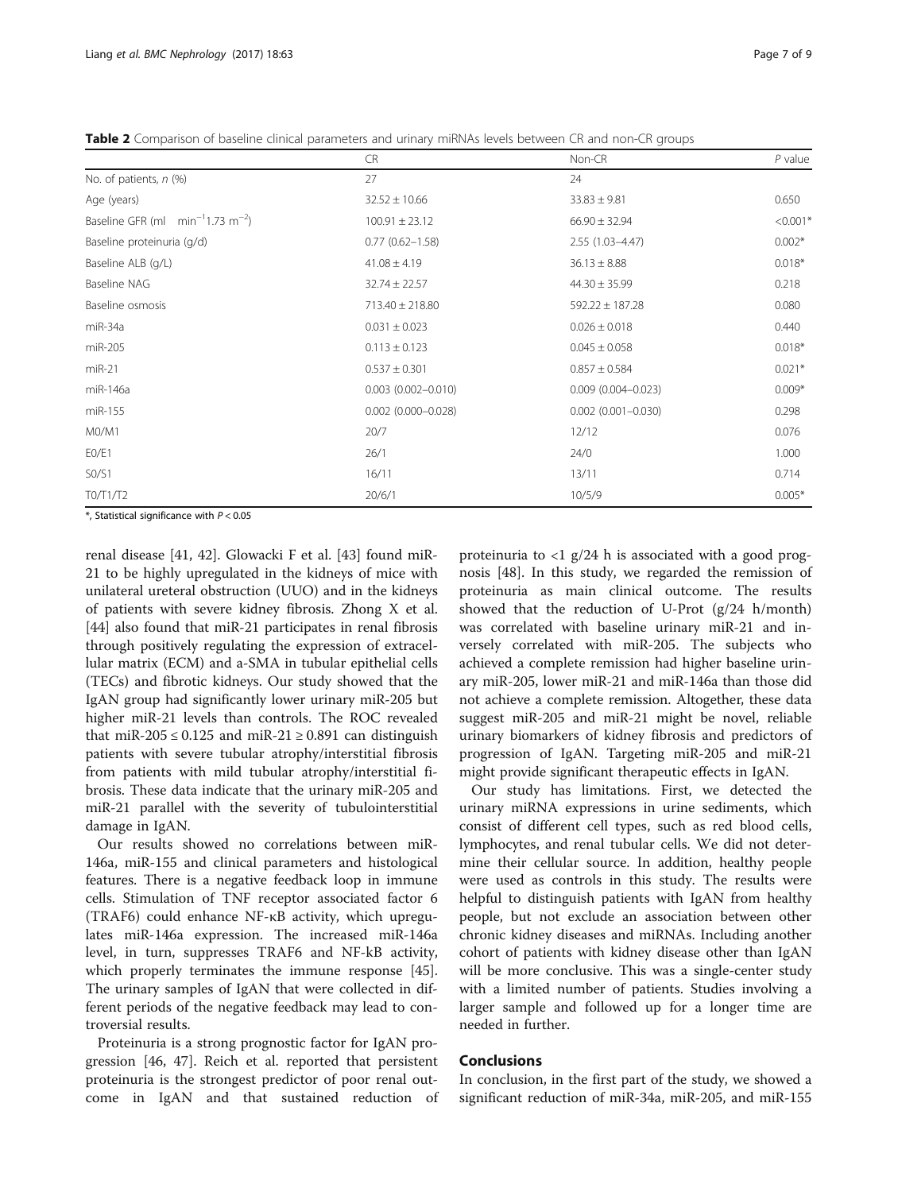**Table 2** Comparison of baseline clinical parameters and urinary miRNAs levels between CR and non-CR groups

| | CR | Non-CR | *P* value |
|---|---|---|---|
| No. of patients, *n* (%) | 27 | 24 | |
| Age (years) | 32.52 ± 10.66 | 33.83 ± 9.81 | 0.650 |
| Baseline GFR (ml $min^{-1}1.73\ m^{-2}$) | 100.91 ± 23.12 | 66.90 ± 32.94 | <0.001* |
| Baseline proteinuria (g/d) | 0.77 (0.62–1.58) | 2.55 (1.03–4.47) | 0.002* |
| Baseline ALB (g/L) | 41.08 ± 4.19 | 36.13 ± 8.88 | 0.018* |
| Baseline NAG | 32.74 ± 22.57 | 44.30 ± 35.99 | 0.218 |
| Baseline osmosis | 713.40 ± 218.80 | 592.22 ± 187.28 | 0.080 |
| miR-34a | 0.031 ± 0.023 | 0.026 ± 0.018 | 0.440 |
| miR-205 | 0.113 ± 0.123 | 0.045 ± 0.058 | 0.018* |
| miR-21 | 0.537 ± 0.301 | 0.857 ± 0.584 | 0.021* |
| miR-146a | 0.003 (0.002–0.010) | 0.009 (0.004–0.023) | 0.009* |
| miR-155 | 0.002 (0.000–0.028) | 0.002 (0.001–0.030) | 0.298 |
| M0/M1 | 20/7 | 12/12 | 0.076 |
| E0/E1 | 26/1 | 24/0 | 1.000 |
| S0/S1 | 16/11 | 13/11 | 0.714 |
| T0/T1/T2 | 20/6/1 | 10/5/9 | 0.005* |

*, Statistical significance with $P < 0.05$

renal disease [41, 42]. Glowacki F et al. [43] found miR-21 to be highly upregulated in the kidneys of mice with unilateral ureteral obstruction (UUO) and in the kidneys of patients with severe kidney fibrosis. Zhong X et al. [44] also found that miR-21 participates in renal fibrosis through positively regulating the expression of extracellular matrix (ECM) and a-SMA in tubular epithelial cells (TECs) and fibrotic kidneys. Our study showed that the IgAN group had significantly lower urinary miR-205 but higher miR-21 levels than controls. The ROC revealed that miR-205 ≤ 0.125 and miR-21 ≥ 0.891 can distinguish patients with severe tubular atrophy/interstitial fibrosis from patients with mild tubular atrophy/interstitial fibrosis. These data indicate that the urinary miR-205 and miR-21 parallel with the severity of tubulointerstitial damage in IgAN.

Our results showed no correlations between miR-146a, miR-155 and clinical parameters and histological features. There is a negative feedback loop in immune cells. Stimulation of TNF receptor associated factor 6 (TRAF6) could enhance NF-κB activity, which upregulates miR-146a expression. The increased miR-146a level, in turn, suppresses TRAF6 and NF-kB activity, which properly terminates the immune response [45]. The urinary samples of IgAN that were collected in different periods of the negative feedback may lead to controversial results.

Proteinuria is a strong prognostic factor for IgAN progression [46, 47]. Reich et al. reported that persistent proteinuria is the strongest predictor of poor renal outcome in IgAN and that sustained reduction of proteinuria to <1 g/24 h is associated with a good prognosis [48]. In this study, we regarded the remission of proteinuria as main clinical outcome. The results showed that the reduction of U-Prot (g/24 h/month) was correlated with baseline urinary miR-21 and inversely correlated with miR-205. The subjects who achieved a complete remission had higher baseline urinary miR-205, lower miR-21 and miR-146a than those did not achieve a complete remission. Altogether, these data suggest miR-205 and miR-21 might be novel, reliable urinary biomarkers of kidney fibrosis and predictors of progression of IgAN. Targeting miR-205 and miR-21 might provide significant therapeutic effects in IgAN.

Our study has limitations. First, we detected the urinary miRNA expressions in urine sediments, which consist of different cell types, such as red blood cells, lymphocytes, and renal tubular cells. We did not determine their cellular source. In addition, healthy people were used as controls in this study. The results were helpful to distinguish patients with IgAN from healthy people, but not exclude an association between other chronic kidney diseases and miRNAs. Including another cohort of patients with kidney disease other than IgAN will be more conclusive. This was a single-center study with a limited number of patients. Studies involving a larger sample and followed up for a longer time are needed in further.

## Conclusions

In conclusion, in the first part of the study, we showed a significant reduction of miR-34a, miR-205, and miR-155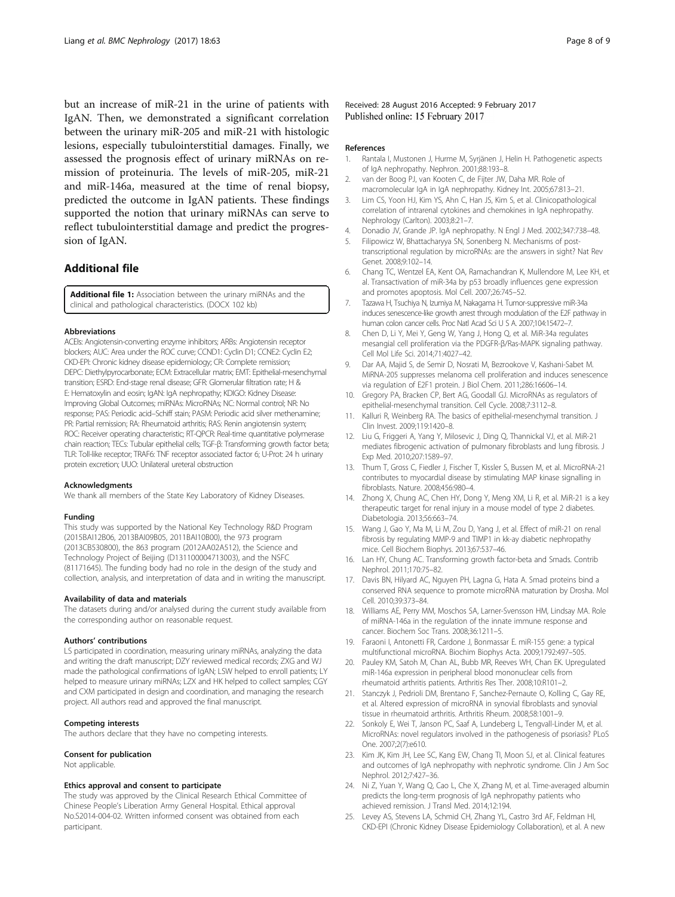but an increase of miR-21 in the urine of patients with IgAN. Then, we demonstrated a significant correlation between the urinary miR-205 and miR-21 with histologic lesions, especially tubulointerstitial damages. Finally, we assessed the prognosis effect of urinary miRNAs on remission of proteinuria. The levels of miR-205, miR-21 and miR-146a, measured at the time of renal biopsy, predicted the outcome in IgAN patients. These findings supported the notion that urinary miRNAs can serve to reflect tubulointerstitial damage and predict the progression of IgAN.

## Additional file

**Additional file 1:** Association between the urinary miRNAs and the clinical and pathological characteristics. (DOCX 102 kb)

#### Abbreviations

ACEIs: Angiotensin-converting enzyme inhibitors; ARBs: Angiotensin receptor blockers; AUC: Area under the ROC curve; CCND1: Cyclin D1; CCNE2: Cyclin E2; CKD-EPI: Chronic kidney disease epidemiology; CR: Complete remission; DEPC: Diethylpyrocarbonate; ECM: Extracellular matrix; EMT: Epithelial-mesenchymal transition; ESRD: End-stage renal disease; GFR: Glomerular filtration rate; H & E: Hematoxylin and eosin; IgAN: IgA nephropathy; KDIGO: Kidney Disease: Improving Global Outcomes; miRNAs: MicroRNAs; NC: Normal control; NR: No response; PAS: Periodic acid–Schiff stain; PASM: Periodic acid silver methenamine; PR: Partial remission; RA: Rheumatoid arthritis; RAS: Renin angiotensin system; ROC: Receiver operating characteristic; RT-QPCR: Real-time quantitative polymerase chain reaction; TECs: Tubular epithelial cells; TGF-β: Transforming growth factor beta; TLR: Toll-like receptor; TRAF6: TNF receptor associated factor 6; U-Prot: 24 h urinary protein excretion; UUO: Unilateral ureteral obstruction

#### Acknowledgments

We thank all members of the State Key Laboratory of Kidney Diseases.

#### Funding

This study was supported by the National Key Technology R&D Program (2015BAI12B06, 2013BAI09B05, 2011BAI10B00), the 973 program (2013CB530800), the 863 program (2012AA02A512), the Science and Technology Project of Beijing (D131100004713003), and the NSFC (81171645). The funding body had no role in the design of the study and collection, analysis, and interpretation of data and in writing the manuscript.

#### Availability of data and materials

The datasets during and/or analysed during the current study available from the corresponding author on reasonable request.

#### Authors' contributions

LS participated in coordination, measuring urinary miRNAs, analyzing the data and writing the draft manuscript; DZY reviewed medical records; ZXG and WJ made the pathological confirmations of IgAN; LSW helped to enroll patients; LY helped to measure urinary miRNAs; LZX and HK helped to collect samples; CGY and CXM participated in design and coordination, and managing the research project. All authors read and approved the final manuscript.

#### Competing interests

The authors declare that they have no competing interests.

#### Consent for publication

Not applicable.

#### Ethics approval and consent to participate

The study was approved by the Clinical Research Ethical Committee of Chinese People's Liberation Army General Hospital. Ethical approval No.S2014-004-02. Written informed consent was obtained from each participant.

Received: 28 August 2016 Accepted: 9 February 2017
Published online: 15 February 2017

#### References

1. Rantala I, Mustonen J, Hurme M, Syrjänen J, Helin H. Pathogenetic aspects of IgA nephropathy. Nephron. 2001;88:193–8.
2. van der Boog PJ, van Kooten C, de Fijter JW, Daha MR. Role of macromolecular IgA in IgA nephropathy. Kidney Int. 2005;67:813–21.
3. Lim CS, Yoon HJ, Kim YS, Ahn C, Han JS, Kim S, et al. Clinicopathological correlation of intrarenal cytokines and chemokines in IgA nephropathy. Nephrology (Carlton). 2003;8:21–7.
4. Donadio JV, Grande JP. IgA nephropathy. N Engl J Med. 2002;347:738–48.
5. Filipowicz W, Bhattacharyya SN, Sonenberg N. Mechanisms of post-transcriptional regulation by microRNAs: are the answers in sight? Nat Rev Genet. 2008;9:102–14.
6. Chang TC, Wentzel EA, Kent OA, Ramachandran K, Mullendore M, Lee KH, et al. Transactivation of miR-34a by p53 broadly influences gene expression and promotes apoptosis. Mol Cell. 2007;26:745–52.
7. Tazawa H, Tsuchiya N, Izumiya M, Nakagama H. Tumor-suppressive miR-34a induces senescence-like growth arrest through modulation of the E2F pathway in human colon cancer cells. Proc Natl Acad Sci U S A. 2007;104:15472–7.
8. Chen D, Li Y, Mei Y, Geng W, Yang J, Hong Q, et al. MiR-34a regulates mesangial cell proliferation via the PDGFR-β/Ras-MAPK signaling pathway. Cell Mol Life Sci. 2014;71:4027–42.
9. Dar AA, Majid S, de Semir D, Nosrati M, Bezrookove V, Kashani-Sabet M. MiRNA-205 suppresses melanoma cell proliferation and induces senescence via regulation of E2F1 protein. J Biol Chem. 2011;286:16606–14.
10. Gregory PA, Bracken CP, Bert AG, Goodall GJ. MicroRNAs as regulators of epithelial-mesenchymal transition. Cell Cycle. 2008;7:3112–8.
11. Kalluri R, Weinberg RA. The basics of epithelial-mesenchymal transition. J Clin Invest. 2009;119:1420–8.
12. Liu G, Friggeri A, Yang Y, Milosevic J, Ding Q, Thannickal VJ, et al. MiR-21 mediates fibrogenic activation of pulmonary fibroblasts and lung fibrosis. J Exp Med. 2010;207:1589–97.
13. Thum T, Gross C, Fiedler J, Fischer T, Kissler S, Bussen M, et al. MicroRNA-21 contributes to myocardial disease by stimulating MAP kinase signalling in fibroblasts. Nature. 2008;456:980–4.
14. Zhong X, Chung AC, Chen HY, Dong Y, Meng XM, Li R, et al. MiR-21 is a key therapeutic target for renal injury in a mouse model of type 2 diabetes. Diabetologia. 2013;56:663–74.
15. Wang J, Gao Y, Ma M, Li M, Zou D, Yang J, et al. Effect of miR-21 on renal fibrosis by regulating MMP-9 and TIMP1 in kk-ay diabetic nephropathy mice. Cell Biochem Biophys. 2013;67:537–46.
16. Lan HY, Chung AC. Transforming growth factor-beta and Smads. Contrib Nephrol. 2011;170:75–82.
17. Davis BN, Hilyard AC, Nguyen PH, Lagna G, Hata A. Smad proteins bind a conserved RNA sequence to promote microRNA maturation by Drosha. Mol Cell. 2010;39:373–84.
18. Williams AE, Perry MM, Moschos SA, Larner-Svensson HM, Lindsay MA. Role of miRNA-146a in the regulation of the innate immune response and cancer. Biochem Soc Trans. 2008;36:1211–5.
19. Faraoni I, Antonetti FR, Cardone J, Bonmassar E. miR-155 gene: a typical multifunctional microRNA. Biochim Biophys Acta. 2009;1792:497–505.
20. Pauley KM, Satoh M, Chan AL, Bubb MR, Reeves WH, Chan EK. Upregulated miR-146a expression in peripheral blood mononuclear cells from rheumatoid arthritis patients. Arthritis Res Ther. 2008;10:R101–2.
21. Stanczyk J, Pedrioli DM, Brentano F, Sanchez-Pernaute O, Kolling C, Gay RE, et al. Altered expression of microRNA in synovial fibroblasts and synovial tissue in rheumatoid arthritis. Arthritis Rheum. 2008;58:1001–9.
22. Sonkoly E, Wei T, Janson PC, Saaf A, Lundeberg L, Tengvall-Linder M, et al. MicroRNAs: novel regulators involved in the pathogenesis of psoriasis? PLoS One. 2007;2(7):e610.
23. Kim JK, Kim JH, Lee SC, Kang EW, Chang TI, Moon SJ, et al. Clinical features and outcomes of IgA nephropathy with nephrotic syndrome. Clin J Am Soc Nephrol. 2012;7:427–36.
24. Ni Z, Yuan Y, Wang Q, Cao L, Che X, Zhang M, et al. Time-averaged albumin predicts the long-term prognosis of IgA nephropathy patients who achieved remission. J Transl Med. 2014;12:194.
25. Levey AS, Stevens LA, Schmid CH, Zhang YL, Castro 3rd AF, Feldman HI, CKD-EPI (Chronic Kidney Disease Epidemiology Collaboration), et al. A new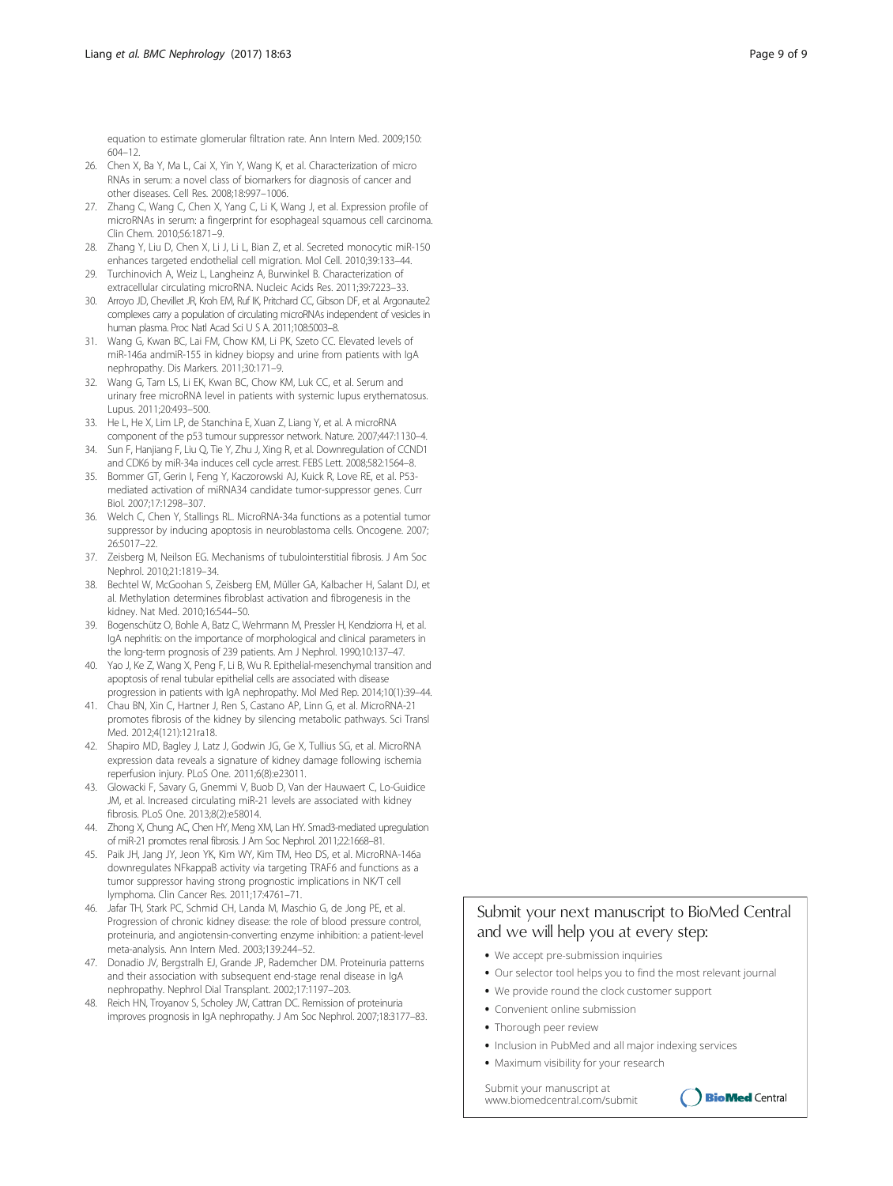equation to estimate glomerular filtration rate. Ann Intern Med. 2009;150: 604–12.

26. Chen X, Ba Y, Ma L, Cai X, Yin Y, Wang K, et al. Characterization of micro RNAs in serum: a novel class of biomarkers for diagnosis of cancer and other diseases. Cell Res. 2008;18:997–1006.
27. Zhang C, Wang C, Chen X, Yang C, Li K, Wang J, et al. Expression profile of microRNAs in serum: a fingerprint for esophageal squamous cell carcinoma. Clin Chem. 2010;56:1871–9.
28. Zhang Y, Liu D, Chen X, Li J, Li L, Bian Z, et al. Secreted monocytic miR-150 enhances targeted endothelial cell migration. Mol Cell. 2010;39:133–44.
29. Turchinovich A, Weiz L, Langheinz A, Burwinkel B. Characterization of extracellular circulating microRNA. Nucleic Acids Res. 2011;39:7223–33.
30. Arroyo JD, Chevillet JR, Kroh EM, Ruf IK, Pritchard CC, Gibson DF, et al. Argonaute2 complexes carry a population of circulating microRNAs independent of vesicles in human plasma. Proc Natl Acad Sci U S A. 2011;108:5003–8.
31. Wang G, Kwan BC, Lai FM, Chow KM, Li PK, Szeto CC. Elevated levels of miR-146a andmiR-155 in kidney biopsy and urine from patients with IgA nephropathy. Dis Markers. 2011;30:171–9.
32. Wang G, Tam LS, Li EK, Kwan BC, Chow KM, Luk CC, et al. Serum and urinary free microRNA level in patients with systemic lupus erythematosus. Lupus. 2011;20:493–500.
33. He L, He X, Lim LP, de Stanchina E, Xuan Z, Liang Y, et al. A microRNA component of the p53 tumour suppressor network. Nature. 2007;447:1130–4.
34. Sun F, Hanjiang F, Liu Q, Tie Y, Zhu J, Xing R, et al. Downregulation of CCND1 and CDK6 by miR-34a induces cell cycle arrest. FEBS Lett. 2008;582:1564–8.
35. Bommer GT, Gerin I, Feng Y, Kaczorowski AJ, Kuick R, Love RE, et al. P53-mediated activation of miRNA34 candidate tumor-suppressor genes. Curr Biol. 2007;17:1298–307.
36. Welch C, Chen Y, Stallings RL. MicroRNA-34a functions as a potential tumor suppressor by inducing apoptosis in neuroblastoma cells. Oncogene. 2007; 26:5017–22.
37. Zeisberg M, Neilson EG. Mechanisms of tubulointerstitial fibrosis. J Am Soc Nephrol. 2010;21:1819–34.
38. Bechtel W, McGoohan S, Zeisberg EM, Müller GA, Kalbacher H, Salant DJ, et al. Methylation determines fibroblast activation and fibrogenesis in the kidney. Nat Med. 2010;16:544–50.
39. Bogenschütz O, Bohle A, Batz C, Wehrmann M, Pressler H, Kendziorra H, et al. IgA nephritis: on the importance of morphological and clinical parameters in the long-term prognosis of 239 patients. Am J Nephrol. 1990;10:137–47.
40. Yao J, Ke Z, Wang X, Peng F, Li B, Wu R. Epithelial-mesenchymal transition and apoptosis of renal tubular epithelial cells are associated with disease progression in patients with IgA nephropathy. Mol Med Rep. 2014;10(1):39–44.
41. Chau BN, Xin C, Hartner J, Ren S, Castano AP, Linn G, et al. MicroRNA-21 promotes fibrosis of the kidney by silencing metabolic pathways. Sci Transl Med. 2012;4(121):121ra18.
42. Shapiro MD, Bagley J, Latz J, Godwin JG, Ge X, Tullius SG, et al. MicroRNA expression data reveals a signature of kidney damage following ischemia reperfusion injury. PLoS One. 2011;6(8):e23011.
43. Glowacki F, Savary G, Gnemmi V, Buob D, Van der Hauwaert C, Lo-Guidice JM, et al. Increased circulating miR-21 levels are associated with kidney fibrosis. PLoS One. 2013;8(2):e58014.
44. Zhong X, Chung AC, Chen HY, Meng XM, Lan HY. Smad3-mediated upregulation of miR-21 promotes renal fibrosis. J Am Soc Nephrol. 2011;22:1668–81.
45. Paik JH, Jang JY, Jeon YK, Kim WY, Kim TM, Heo DS, et al. MicroRNA-146a downregulates NFkappaB activity via targeting TRAF6 and functions as a tumor suppressor having strong prognostic implications in NK/T cell lymphoma. Clin Cancer Res. 2011;17:4761–71.
46. Jafar TH, Stark PC, Schmid CH, Landa M, Maschio G, de Jong PE, et al. Progression of chronic kidney disease: the role of blood pressure control, proteinuria, and angiotensin-converting enzyme inhibition: a patient-level meta-analysis. Ann Intern Med. 2003;139:244–52.
47. Donadio JV, Bergstralh EJ, Grande JP, Rademcher DM. Proteinuria patterns and their association with subsequent end-stage renal disease in IgA nephropathy. Nephrol Dial Transplant. 2002;17:1197–203.
48. Reich HN, Troyanov S, Scholey JW, Cattran DC. Remission of proteinuria improves prognosis in IgA nephropathy. J Am Soc Nephrol. 2007;18:3177–83.